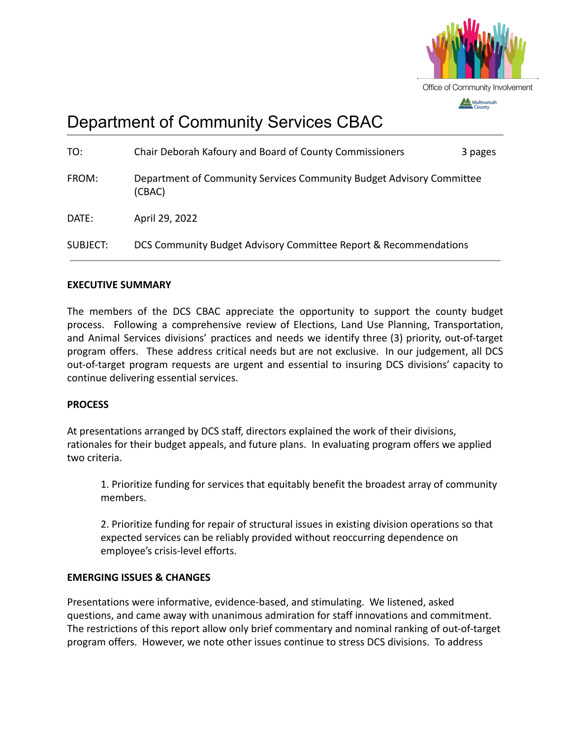Office of Community Involvement

Multnomah County

# Department of Community Services CBAC

| | | |
|---|---|---|
| TO: | Chair Deborah Kafoury and Board of County Commissioners | 3 pages |
| FROM: | Department of Community Services Community Budget Advisory Committee (CBAC) | |
| DATE: | April 29, 2022 | |
| SUBJECT: | DCS Community Budget Advisory Committee Report & Recommendations | |

**EXECUTIVE SUMMARY**

The members of the DCS CBAC appreciate the opportunity to support the county budget process. Following a comprehensive review of Elections, Land Use Planning, Transportation, and Animal Services divisions' practices and needs we identify three (3) priority, out-of-target program offers. These address critical needs but are not exclusive. In our judgement, all DCS out-of-target program requests are urgent and essential to insuring DCS divisions' capacity to continue delivering essential services.

**PROCESS**

At presentations arranged by DCS staff, directors explained the work of their divisions, rationales for their budget appeals, and future plans. In evaluating program offers we applied two criteria.

1. Prioritize funding for services that equitably benefit the broadest array of community members.

2. Prioritize funding for repair of structural issues in existing division operations so that expected services can be reliably provided without reoccurring dependence on employee's crisis-level efforts.

**EMERGING ISSUES & CHANGES**

Presentations were informative, evidence-based, and stimulating. We listened, asked questions, and came away with unanimous admiration for staff innovations and commitment. The restrictions of this report allow only brief commentary and nominal ranking of out-of-target program offers. However, we note other issues continue to stress DCS divisions. To address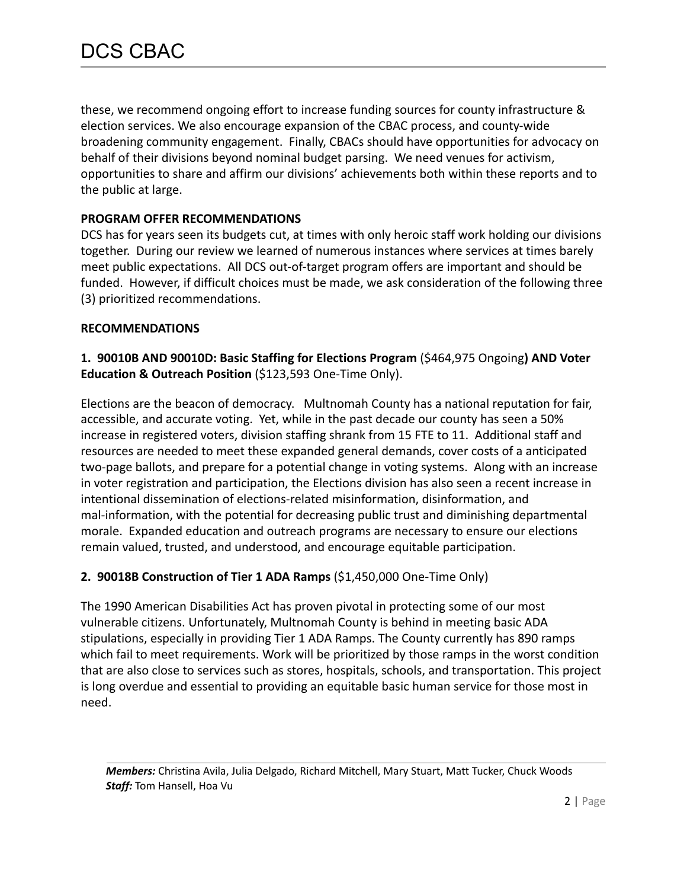these, we recommend ongoing effort to increase funding sources for county infrastructure & election services. We also encourage expansion of the CBAC process, and county-wide broadening community engagement. Finally, CBACs should have opportunities for advocacy on behalf of their divisions beyond nominal budget parsing. We need venues for activism, opportunities to share and affirm our divisions' achievements both within these reports and to the public at large.

**PROGRAM OFFER RECOMMENDATIONS**

DCS has for years seen its budgets cut, at times with only heroic staff work holding our divisions together. During our review we learned of numerous instances where services at times barely meet public expectations. All DCS out-of-target program offers are important and should be funded. However, if difficult choices must be made, we ask consideration of the following three (3) prioritized recommendations.

**RECOMMENDATIONS**

**1. 90010B AND 90010D: Basic Staffing for Elections Program** ($464,975 Ongoing**) AND Voter Education & Outreach Position** ($123,593 One-Time Only).

Elections are the beacon of democracy. Multnomah County has a national reputation for fair, accessible, and accurate voting. Yet, while in the past decade our county has seen a 50% increase in registered voters, division staffing shrank from 15 FTE to 11. Additional staff and resources are needed to meet these expanded general demands, cover costs of a anticipated two-page ballots, and prepare for a potential change in voting systems. Along with an increase in voter registration and participation, the Elections division has also seen a recent increase in intentional dissemination of elections-related misinformation, disinformation, and mal-information, with the potential for decreasing public trust and diminishing departmental morale. Expanded education and outreach programs are necessary to ensure our elections remain valued, trusted, and understood, and encourage equitable participation.

**2. 90018B Construction of Tier 1 ADA Ramps** ($1,450,000 One-Time Only)

The 1990 American Disabilities Act has proven pivotal in protecting some of our most vulnerable citizens. Unfortunately, Multnomah County is behind in meeting basic ADA stipulations, especially in providing Tier 1 ADA Ramps. The County currently has 890 ramps which fail to meet requirements. Work will be prioritized by those ramps in the worst condition that are also close to services such as stores, hospitals, schools, and transportation. This project is long overdue and essential to providing an equitable basic human service for those most in need.

***Members:*** Christina Avila, Julia Delgado, Richard Mitchell, Mary Stuart, Matt Tucker, Chuck Woods
***Staff:*** Tom Hansell, Hoa Vu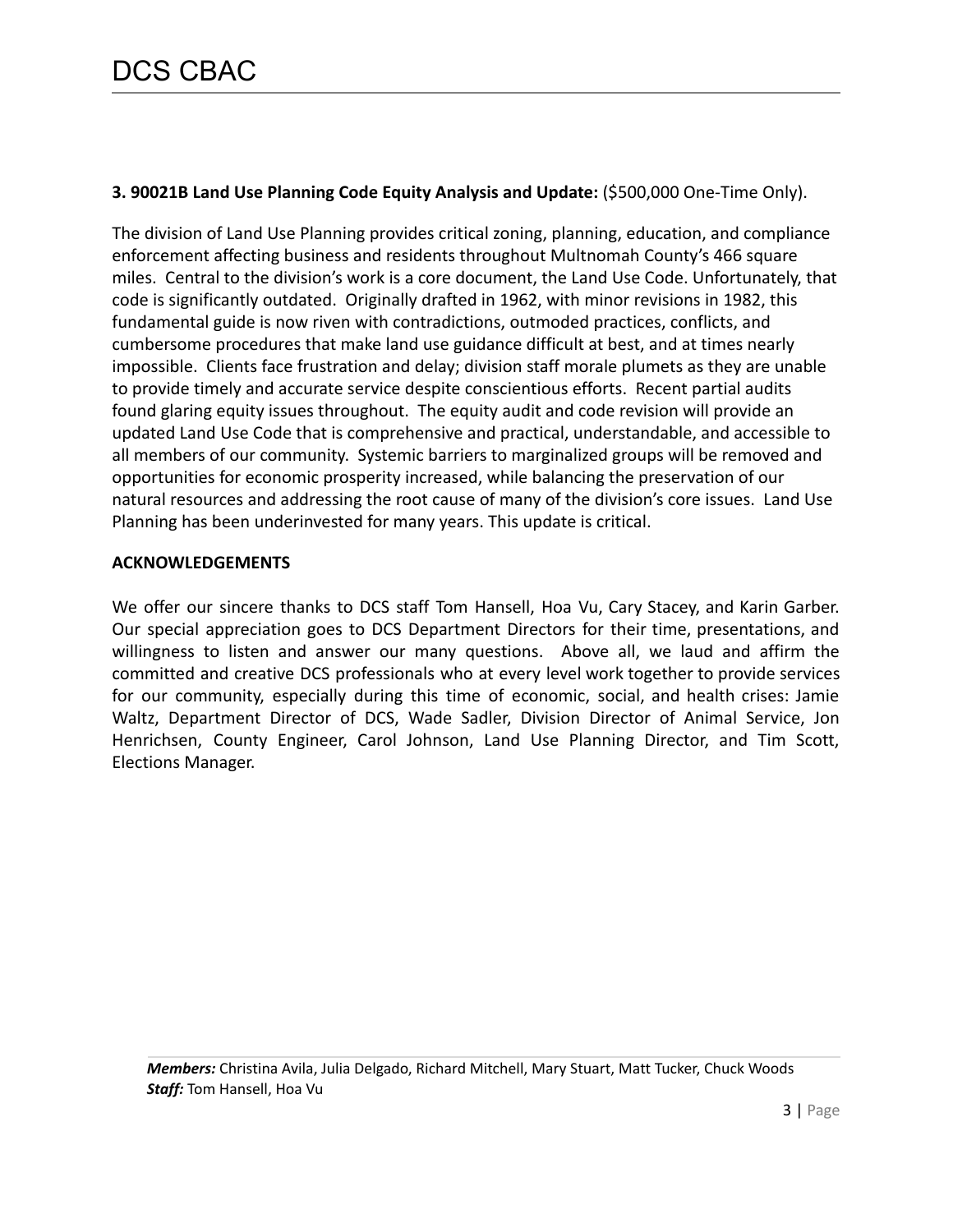**3. 90021B Land Use Planning Code Equity Analysis and Update:** ($500,000 One-Time Only).

The division of Land Use Planning provides critical zoning, planning, education, and compliance enforcement affecting business and residents throughout Multnomah County's 466 square miles. Central to the division's work is a core document, the Land Use Code. Unfortunately, that code is significantly outdated. Originally drafted in 1962, with minor revisions in 1982, this fundamental guide is now riven with contradictions, outmoded practices, conflicts, and cumbersome procedures that make land use guidance difficult at best, and at times nearly impossible. Clients face frustration and delay; division staff morale plumets as they are unable to provide timely and accurate service despite conscientious efforts. Recent partial audits found glaring equity issues throughout. The equity audit and code revision will provide an updated Land Use Code that is comprehensive and practical, understandable, and accessible to all members of our community. Systemic barriers to marginalized groups will be removed and opportunities for economic prosperity increased, while balancing the preservation of our natural resources and addressing the root cause of many of the division's core issues. Land Use Planning has been underinvested for many years. This update is critical.

**ACKNOWLEDGEMENTS**

We offer our sincere thanks to DCS staff Tom Hansell, Hoa Vu, Cary Stacey, and Karin Garber. Our special appreciation goes to DCS Department Directors for their time, presentations, and willingness to listen and answer our many questions. Above all, we laud and affirm the committed and creative DCS professionals who at every level work together to provide services for our community, especially during this time of economic, social, and health crises: Jamie Waltz, Department Director of DCS, Wade Sadler, Division Director of Animal Service, Jon Henrichsen, County Engineer, Carol Johnson, Land Use Planning Director, and Tim Scott, Elections Manager.